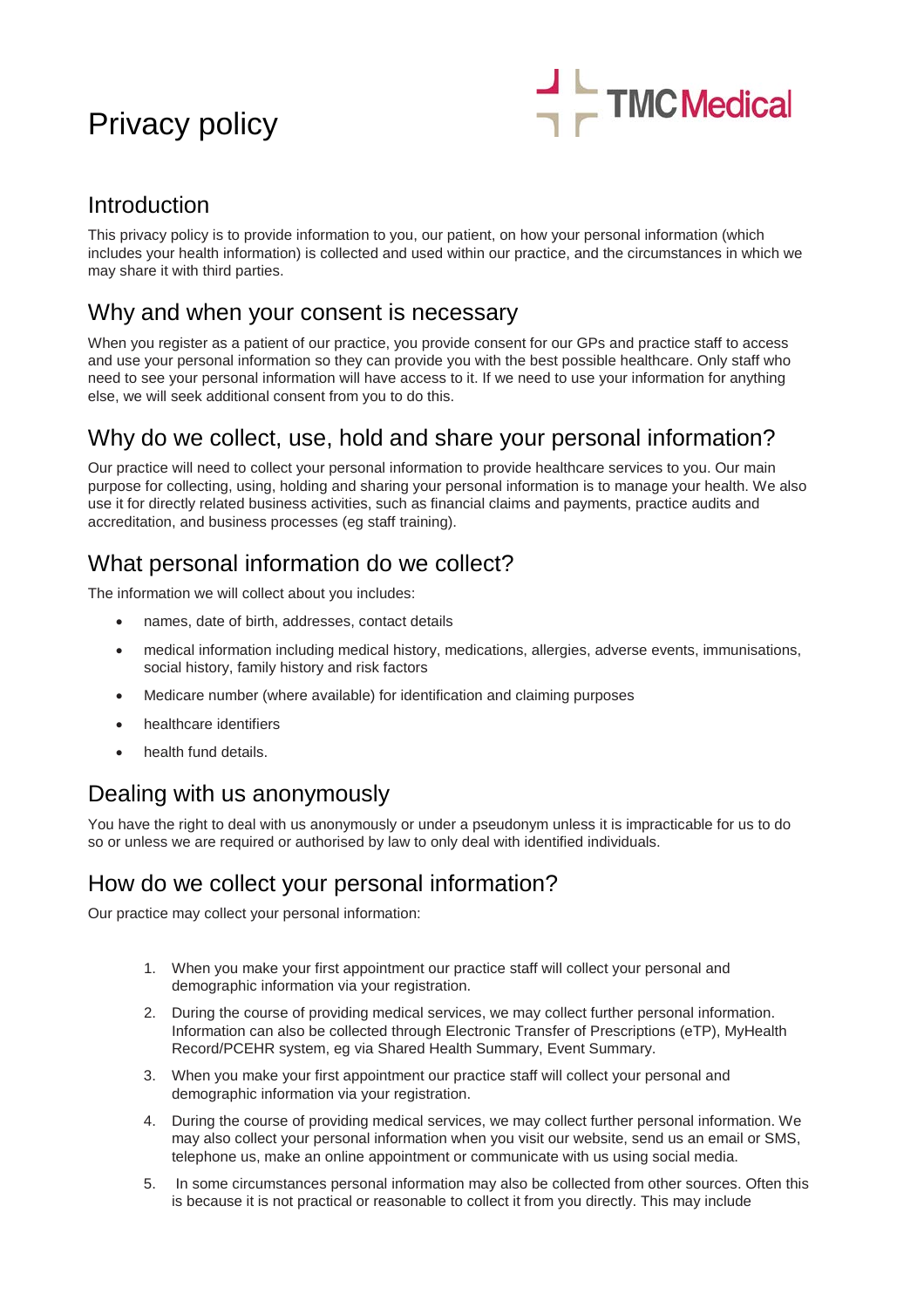# Privacy policy

TMC Medical

## Introduction

This privacy policy is to provide information to you, our patient, on how your personal information (which includes your health information) is collected and used within our practice, and the circumstances in which we may share it with third parties.

## Why and when your consent is necessary

When you register as a patient of our practice, you provide consent for our GPs and practice staff to access and use your personal information so they can provide you with the best possible healthcare. Only staff who need to see your personal information will have access to it. If we need to use your information for anything else, we will seek additional consent from you to do this.

## Why do we collect, use, hold and share your personal information?

Our practice will need to collect your personal information to provide healthcare services to you. Our main purpose for collecting, using, holding and sharing your personal information is to manage your health. We also use it for directly related business activities, such as financial claims and payments, practice audits and accreditation, and business processes (eg staff training).

## What personal information do we collect?

The information we will collect about you includes:

- names, date of birth, addresses, contact details
- medical information including medical history, medications, allergies, adverse events, immunisations, social history, family history and risk factors
- Medicare number (where available) for identification and claiming purposes
- healthcare identifiers
- health fund details.

## Dealing with us anonymously

You have the right to deal with us anonymously or under a pseudonym unless it is impracticable for us to do so or unless we are required or authorised by law to only deal with identified individuals.

## How do we collect your personal information?

Our practice may collect your personal information:

1. When you make your first appointment our practice staff will collect your personal and demographic information via your registration.
2. During the course of providing medical services, we may collect further personal information. Information can also be collected through Electronic Transfer of Prescriptions (eTP), MyHealth Record/PCEHR system, eg via Shared Health Summary, Event Summary.
3. When you make your first appointment our practice staff will collect your personal and demographic information via your registration.
4. During the course of providing medical services, we may collect further personal information. We may also collect your personal information when you visit our website, send us an email or SMS, telephone us, make an online appointment or communicate with us using social media.
5. In some circumstances personal information may also be collected from other sources. Often this is because it is not practical or reasonable to collect it from you directly. This may include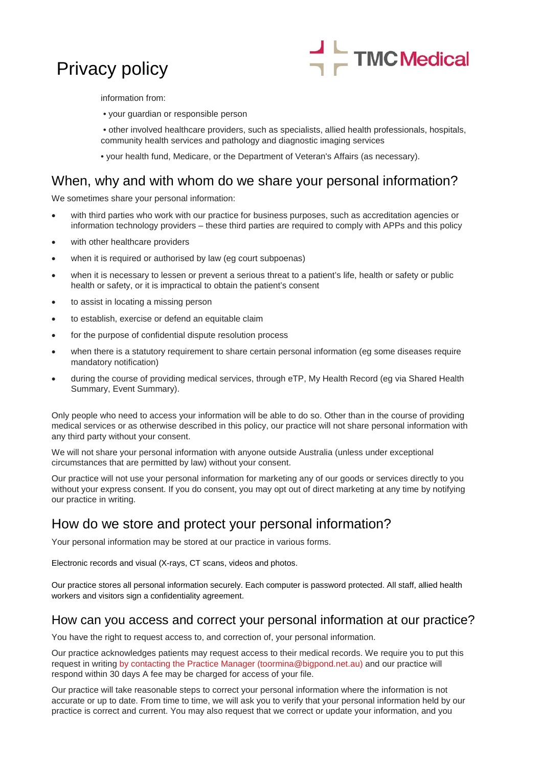information from:

- your guardian or responsible person
- other involved healthcare providers, such as specialists, allied health professionals, hospitals, community health services and pathology and diagnostic imaging services
- your health fund, Medicare, or the Department of Veteran's Affairs (as necessary).

## When, why and with whom do we share your personal information?

We sometimes share your personal information:

- with third parties who work with our practice for business purposes, such as accreditation agencies or information technology providers – these third parties are required to comply with APPs and this policy
- with other healthcare providers
- when it is required or authorised by law (eg court subpoenas)
- when it is necessary to lessen or prevent a serious threat to a patient's life, health or safety or public health or safety, or it is impractical to obtain the patient's consent
- to assist in locating a missing person
- to establish, exercise or defend an equitable claim
- for the purpose of confidential dispute resolution process
- when there is a statutory requirement to share certain personal information (eg some diseases require mandatory notification)
- during the course of providing medical services, through eTP, My Health Record (eg via Shared Health Summary, Event Summary).

Only people who need to access your information will be able to do so. Other than in the course of providing medical services or as otherwise described in this policy, our practice will not share personal information with any third party without your consent.

We will not share your personal information with anyone outside Australia (unless under exceptional circumstances that are permitted by law) without your consent.

Our practice will not use your personal information for marketing any of our goods or services directly to you without your express consent. If you do consent, you may opt out of direct marketing at any time by notifying our practice in writing.

## How do we store and protect your personal information?

Your personal information may be stored at our practice in various forms.

Electronic records and visual (X-rays, CT scans, videos and photos.

Our practice stores all personal information securely. Each computer is password protected. All staff, allied health workers and visitors sign a confidentiality agreement.

## How can you access and correct your personal information at our practice?

You have the right to request access to, and correction of, your personal information.

Our practice acknowledges patients may request access to their medical records. We require you to put this request in writing by contacting the Practice Manager (toormina@bigpond.net.au) and our practice will respond within 30 days A fee may be charged for access of your file.

Our practice will take reasonable steps to correct your personal information where the information is not accurate or up to date. From time to time, we will ask you to verify that your personal information held by our practice is correct and current. You may also request that we correct or update your information, and you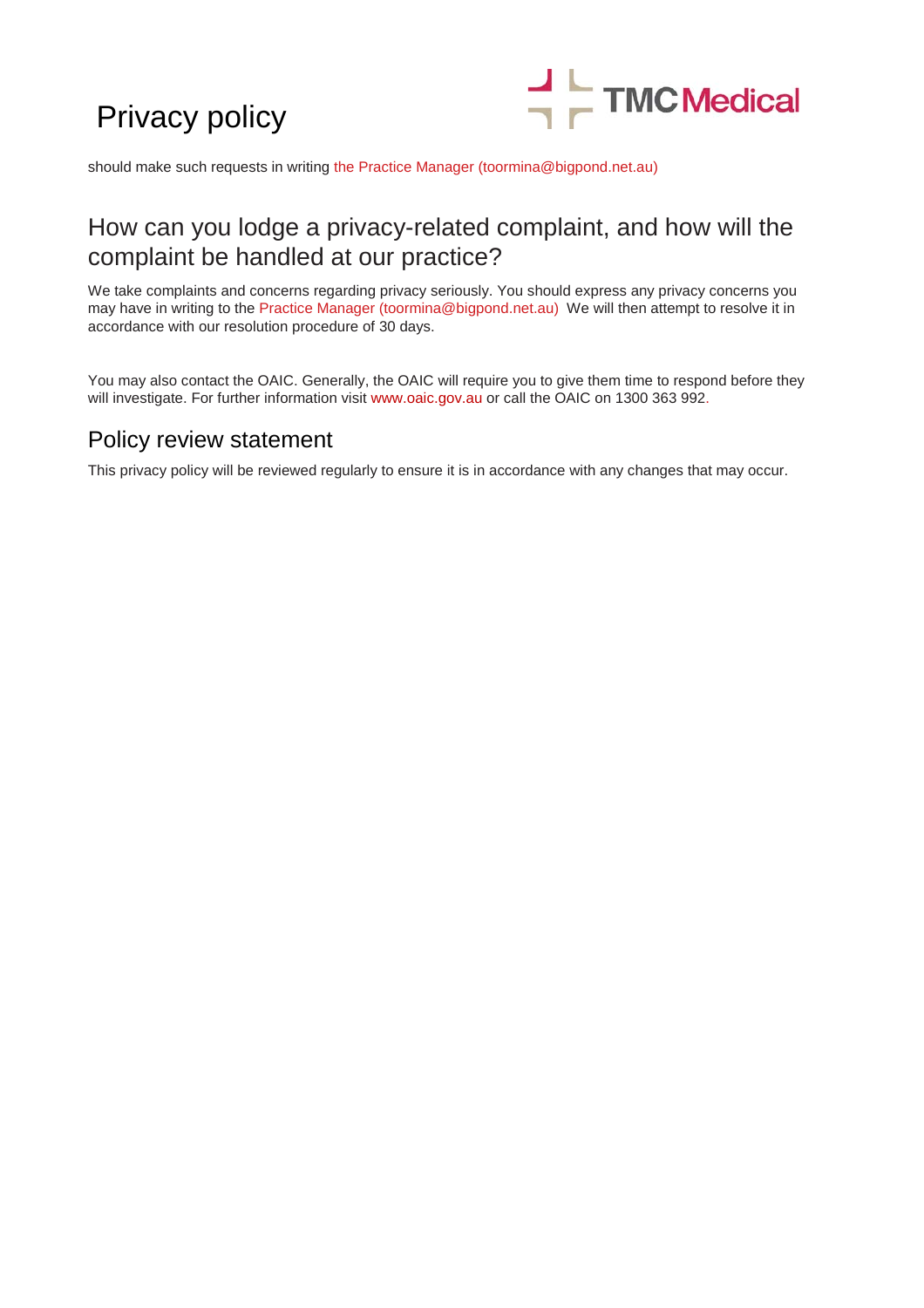should make such requests in writing the Practice Manager (toormina@bigpond.net.au)

## How can you lodge a privacy-related complaint, and how will the complaint be handled at our practice?

We take complaints and concerns regarding privacy seriously. You should express any privacy concerns you may have in writing to the Practice Manager (toormina@bigpond.net.au) We will then attempt to resolve it in accordance with our resolution procedure of 30 days.

You may also contact the OAIC. Generally, the OAIC will require you to give them time to respond before they will investigate. For further information visit www.oaic.gov.au or call the OAIC on 1300 363 992.

## Policy review statement

This privacy policy will be reviewed regularly to ensure it is in accordance with any changes that may occur.